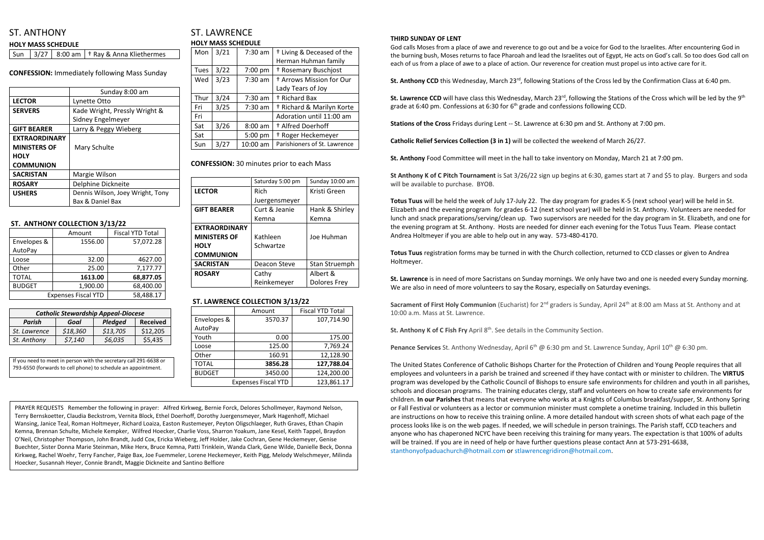# ST. ANTHONY

**HOLY MASS SCHEDULE**

| Sun | 3/27 | 8:00 am | † Ray & Anna Kliethermes |
|---|---|---|---|

**CONFESSION:** Immediately following Mass Sunday

| | Sunday 8:00 am |
|---|---|
| **LECTOR** | Lynette Otto |
| **SERVERS** | Kade Wright, Pressly Wright & Sidney Engelmeyer |
| **GIFT BEARER** | Larry & Peggy Wieberg |
| **EXTRAORDINARY MINISTERS OF HOLY COMMUNION** | Mary Schulte |
| **SACRISTAN** | Margie Wilson |
| **ROSARY** | Delphine Dickneite |
| **USHERS** | Dennis Wilson, Joey Wright, Tony Bax & Daniel Bax |

**ST. ANTHONY COLLECTION 3/13/22**

| | Amount | Fiscal YTD Total |
|---|---|---|
| Envelopes & AutoPay | 1556.00 | 57,072.28 |
| Loose | 32.00 | 4627.00 |
| Other | 25.00 | 7,177.77 |
| TOTAL | **1613.00** | **68,877.05** |
| BUDGET | 1,900.00 | 68,400.00 |
| Expenses Fiscal YTD | | 58,488.17 |

| *Catholic Stewardship Appeal-Diocese* | | | |
|---|---|---|---|
| ***Parish*** | ***Goal*** | ***Pledged*** | **Received** |
| *St. Lawrence* | *$18,360* | *$13,705* | $12,205 |
| *St. Anthony* | *$7,140* | *$6,035* | $5,435 |

If you need to meet in person with the secretary call 291-6638 or 793-6550 (forwards to cell phone) to schedule an appointment.

# ST. LAWRENCE

**HOLY MASS SCHEDULE**

| Mon | 3/21 | 7:30 am | † Living & Deceased of the Herman Huhman family |
|---|---|---|---|
| Tues | 3/22 | 7:00 pm | † Rosemary Buschjost |
| Wed | 3/23 | 7:30 am | † Arrows Mission for Our Lady Tears of Joy |
| Thur | 3/24 | 7:30 am | † Richard Bax |
| Fri | 3/25 | 7:30 am | † Richard & Marilyn Korte |
| Fri | | | Adoration until 11:00 am |
| Sat | 3/26 | 8:00 am | † Alfred Doerhoff |
| Sat | | 5:00 pm | † Roger Heckemeyer |
| Sun | 3/27 | 10:00 am | Parishioners of St. Lawrence |

**CONFESSION:** 30 minutes prior to each Mass

| | Saturday 5:00 pm | Sunday 10:00 am |
|---|---|---|
| **LECTOR** | Rich Juergensmeyer | Kristi Green |
| **GIFT BEARER** | Curt & Jeanie Kemna | Hank & Shirley Kemna |
| **EXTRAORDINARY MINISTERS OF HOLY COMMUNION** | Kathleen Schwartze | Joe Huhman |
| **SACRISTAN** | Deacon Steve | Stan Struemph |
| **ROSARY** | Cathy Reinkemeyer | Albert & Dolores Frey |

**ST. LAWRENCE COLLECTION 3/13/22**

| | Amount | Fiscal YTD Total |
|---|---|---|
| Envelopes & AutoPay | 3570.37 | 107,714.90 |
| Youth | 0.00 | 175.00 |
| Loose | 125.00 | 7,769.24 |
| Other | 160.91 | 12,128.90 |
| TOTAL | **3856.28** | **127,788.04** |
| BUDGET | 3450.00 | 124,200.00 |
| Expenses Fiscal YTD | | 123,861.17 |

PRAYER REQUESTS Remember the following in prayer: Alfred Kirkweg, Bernie Forck, Delores Schollmeyer, Raymond Nelson, Terry Bernskoetter, Claudia Beckstrom, Vernita Block, Ethel Doerhoff, Dorothy Juergensmeyer, Mark Hagenhoff, Michael Wansing, Janice Teal, Roman Holtmeyer, Richard Loaiza, Easton Rustemeyer, Peyton Oligschlaeger, Ruth Graves, Ethan Chapin Kemna, Brennan Schulte, Michele Kempker, Wilfred Hoecker, Charlie Voss, Sharron Yoakum, Jane Kesel, Keith Tappel, Braydon O'Neil, Christopher Thompson, John Brandt, Judd Cox, Ericka Wieberg, Jeff Holder, Jake Cochran, Gene Heckemeyer, Genise Buechter, Sister Donna Marie Steinman, Mike Herx, Bruce Kemna, Patti Trinklein, Wanda Clark, Gene Wilde, Danielle Beck, Donna Kirkweg, Rachel Woehr, Terry Fancher, Paige Bax, Joe Fuemmeler, Lorene Heckemeyer, Keith Pigg, Melody Welschmeyer, Milinda Hoecker, Susannah Heyer, Connie Brandt, Maggie Dickneite and Santino Belfiore

**THIRD SUNDAY OF LENT**

God calls Moses from a place of awe and reverence to go out and be a voice for God to the Israelites. After encountering God in the burning bush, Moses returns to face Pharoah and lead the Israelites out of Egypt, He acts on God's call. So too does God call on each of us from a place of awe to a place of action. Our reverence for creation must propel us into active care for it.

**St. Anthony CCD** this Wednesday, March 23rd, following Stations of the Cross led by the Confirmation Class at 6:40 pm.

**St. Lawrence CCD** will have class this Wednesday, March 23rd, following the Stations of the Cross which will be led by the 9th grade at 6:40 pm. Confessions at 6:30 for 6th grade and confessions following CCD.

**Stations of the Cross** Fridays during Lent -- St. Lawrence at 6:30 pm and St. Anthony at 7:00 pm.

**Catholic Relief Services Collection (3 in 1)** will be collected the weekend of March 26/27.

**St. Anthony** Food Committee will meet in the hall to take inventory on Monday, March 21 at 7:00 pm.

**St Anthony K of C Pitch Tournament** is Sat 3/26/22 sign up begins at 6:30, games start at 7 and $5 to play. Burgers and soda will be available to purchase. BYOB.

**Totus Tuus** will be held the week of July 17-July 22. The day program for grades K-5 (next school year) will be held in St. Elizabeth and the evening program for grades 6-12 (next school year) will be held in St. Anthony. Volunteers are needed for lunch and snack preparations/serving/clean up. Two supervisors are needed for the day program in St. Elizabeth, and one for the evening program at St. Anthony. Hosts are needed for dinner each evening for the Totus Tuus Team. Please contact Andrea Holtmeyer if you are able to help out in any way. 573-480-4170.

**Totus Tuus** registration forms may be turned in with the Church collection, returned to CCD classes or given to Andrea Holtmeyer.

**St. Lawrence** is in need of more Sacristans on Sunday mornings. We only have two and one is needed every Sunday morning. We are also in need of more volunteers to say the Rosary, especially on Saturday evenings.

**Sacrament of First Holy Communion** (Eucharist) for 2nd graders is Sunday, April 24th at 8:00 am Mass at St. Anthony and at 10:00 a.m. Mass at St. Lawrence.

**St. Anthony K of C Fish Fry** April 8th. See details in the Community Section.

**Penance Services** St. Anthony Wednesday, April 6th @ 6:30 pm and St. Lawrence Sunday, April 10th @ 6:30 pm.

The United States Conference of Catholic Bishops Charter for the Protection of Children and Young People requires that all employees and volunteers in a parish be trained and screened if they have contact with or minister to children. The **VIRTUS** program was developed by the Catholic Council of Bishops to ensure safe environments for children and youth in all parishes, schools and diocesan programs. The training educates clergy, staff and volunteers on how to create safe environments for children. **In our Parishes** that means that everyone who works at a Knights of Columbus breakfast/supper, St. Anthony Spring or Fall Festival or volunteers as a lector or communion minister must complete a onetime training. Included in this bulletin are instructions on how to receive this training online. A more detailed handout with screen shots of what each page of the process looks like is on the web pages. If needed, we will schedule in person trainings. The Parish staff, CCD teachers and anyone who has chaperoned NCYC have been receiving this training for many years. The expectation is that 100% of adults will be trained. If you are in need of help or have further questions please contact Ann at 573-291-6638, stanthonyofpaduachurch@hotmail.com or stlawrencegridiron@hotmail.com.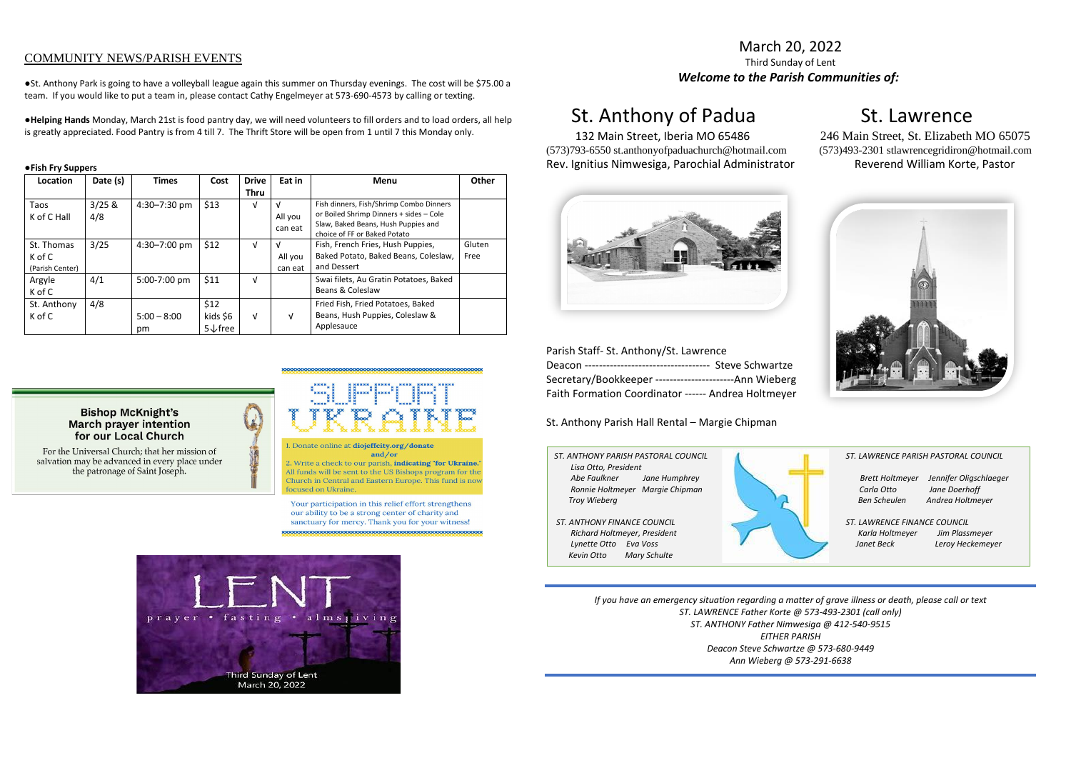## COMMUNITY NEWS/PARISH EVENTS

●St. Anthony Park is going to have a volleyball league again this summer on Thursday evenings. The cost will be $75.00 a team. If you would like to put a team in, please contact Cathy Engelmeyer at 573-690-4573 by calling or texting.

●**Helping Hands** Monday, March 21st is food pantry day, we will need volunteers to fill orders and to load orders, all help is greatly appreciated. Food Pantry is from 4 till 7. The Thrift Store will be open from 1 until 7 this Monday only.

**●Fish Fry Suppers**

| Location | Date (s) | Times | Cost | Drive Thru | Eat in | Menu | Other |
|---|---|---|---|---|---|---|---|
| Taos K of C Hall | 3/25 & 4/8 | 4:30–7:30 pm | $13 | √ | √ All you can eat | Fish dinners, Fish/Shrimp Combo Dinners or Boiled Shrimp Dinners + sides – Cole Slaw, Baked Beans, Hush Puppies and choice of FF or Baked Potato | |
| St. Thomas K of C (Parish Center) | 3/25 | 4:30–7:00 pm | $12 | √ | √ All you can eat | Fish, French Fries, Hush Puppies, Baked Potato, Baked Beans, Coleslaw, and Dessert | Gluten Free |
| Argyle K of C | 4/1 | 5:00-7:00 pm | $11 | √ | | Swai filets, Au Gratin Potatoes, Baked Beans & Coleslaw | |
| St. Anthony K of C | 4/8 | 5:00 – 8:00 pm | $12 kids $6 5↓free | √ | √ | Fried Fish, Fried Potatoes, Baked Beans, Hush Puppies, Coleslaw & Applesauce | |

### Bishop McKnight's March prayer intention for our Local Church

For the Universal Church; that her mission of salvation may be advanced in every place under the patronage of Saint Joseph.

## SUPPORT UKRAINE

1. Donate online at **diojeffcity.org/donate**

and/or

2. Write a check to our parish, **indicating "for Ukraine."** All funds will be sent to the US Bishops program for the Church in Central and Eastern Europe. This fund is now focused on Ukraine.

Your participation in this relief effort strengthens our ability to be a strong center of charity and sanctuary for mercy. Thank you for your witness!

LENT

prayer • fasting • almsgiving

Third Sunday of Lent
March 20, 2022

March 20, 2022

Third Sunday of Lent

***Welcome to the Parish Communities of:***

# St. Anthony of Padua

132 Main Street, Iberia MO 65486

(573)793-6550 st.anthonyofpaduachurch@hotmail.com

Rev. Ignitius Nimwesiga, Parochial Administrator

# St. Lawrence

246 Main Street, St. Elizabeth MO 65075

(573)493-2301 stlawrencegridiron@hotmail.com

Reverend William Korte, Pastor

Parish Staff- St. Anthony/St. Lawrence

Deacon ----------------------------------- Steve Schwartze

Secretary/Bookkeeper ----------------------Ann Wieberg

Faith Formation Coordinator ------ Andrea Holtmeyer

St. Anthony Parish Hall Rental – Margie Chipman

*ST. ANTHONY PARISH PASTORAL COUNCIL*

*Lisa Otto, President*

*Abe Faulkner Jane Humphrey*

*Ronnie Holtmeyer Margie Chipman*

*Troy Wieberg*

*ST. ANTHONY FINANCE COUNCIL*

*Richard Holtmeyer, President*

*Lynette Otto Eva Voss*

*Kevin Otto Mary Schulte*

*ST. LAWRENCE PARISH PASTORAL COUNCIL*

*Brett Holtmeyer Jennifer Oligschlaeger*

*Carla Otto Jane Doerhoff*

*Ben Scheulen Andrea Holtmeyer*

*ST. LAWRENCE FINANCE COUNCIL*

*Karla Holtmeyer Jim Plassmeyer*

*Janet Beck Leroy Heckemeyer*

*If you have an emergency situation regarding a matter of grave illness or death, please call or text*

*ST. LAWRENCE Father Korte @ 573-493-2301 (call only)*

*ST. ANTHONY Father Nimwesiga @ 412-540-9515*

*EITHER PARISH*

*Deacon Steve Schwartze @ 573-680-9449*

*Ann Wieberg @ 573-291-6638*